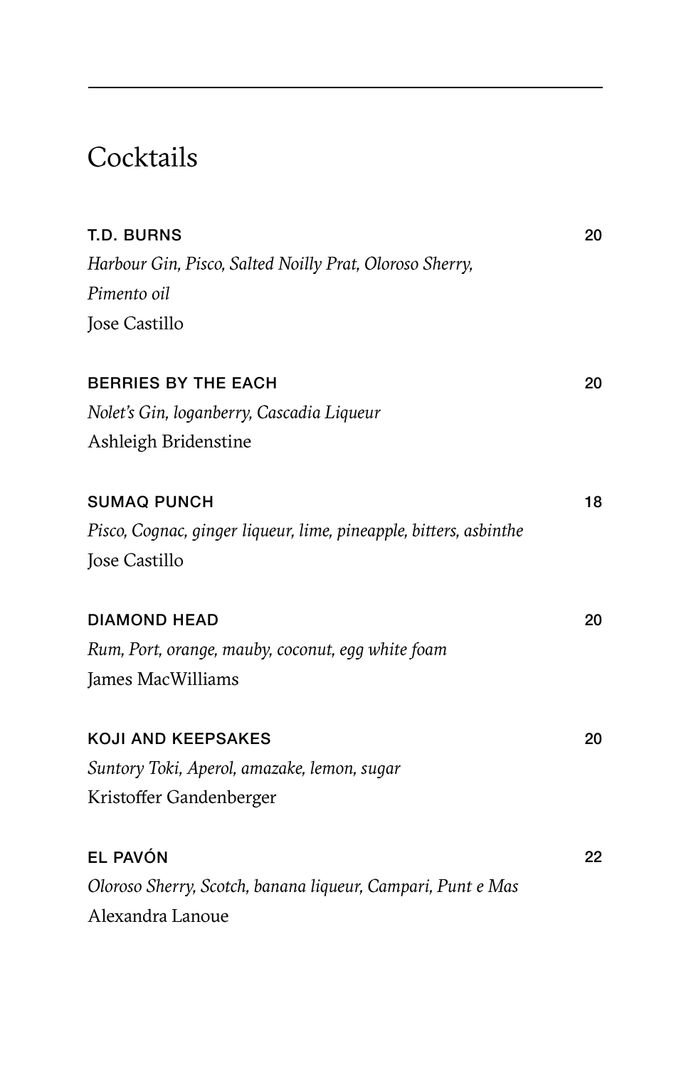# Cocktails

**T.D. BURNS** 20

*Harbour Gin, Pisco, Salted Noilly Prat, Oloroso Sherry, Pimento oil*

Jose Castillo

**BERRIES BY THE EACH** 20

*Nolet's Gin, loganberry, Cascadia Liqueur*

Ashleigh Bridenstine

**SUMAQ PUNCH** 18

*Pisco, Cognac, ginger liqueur, lime, pineapple, bitters, asbinthe*

Jose Castillo

**DIAMOND HEAD** 20

*Rum, Port, orange, mauby, coconut, egg white foam*

James MacWilliams

**KOJI AND KEEPSAKES** 20

*Suntory Toki, Aperol, amazake, lemon, sugar*

Kristoffer Gandenberger

**EL PAVÓN** 22

*Oloroso Sherry, Scotch, banana liqueur, Campari, Punt e Mas*

Alexandra Lanoue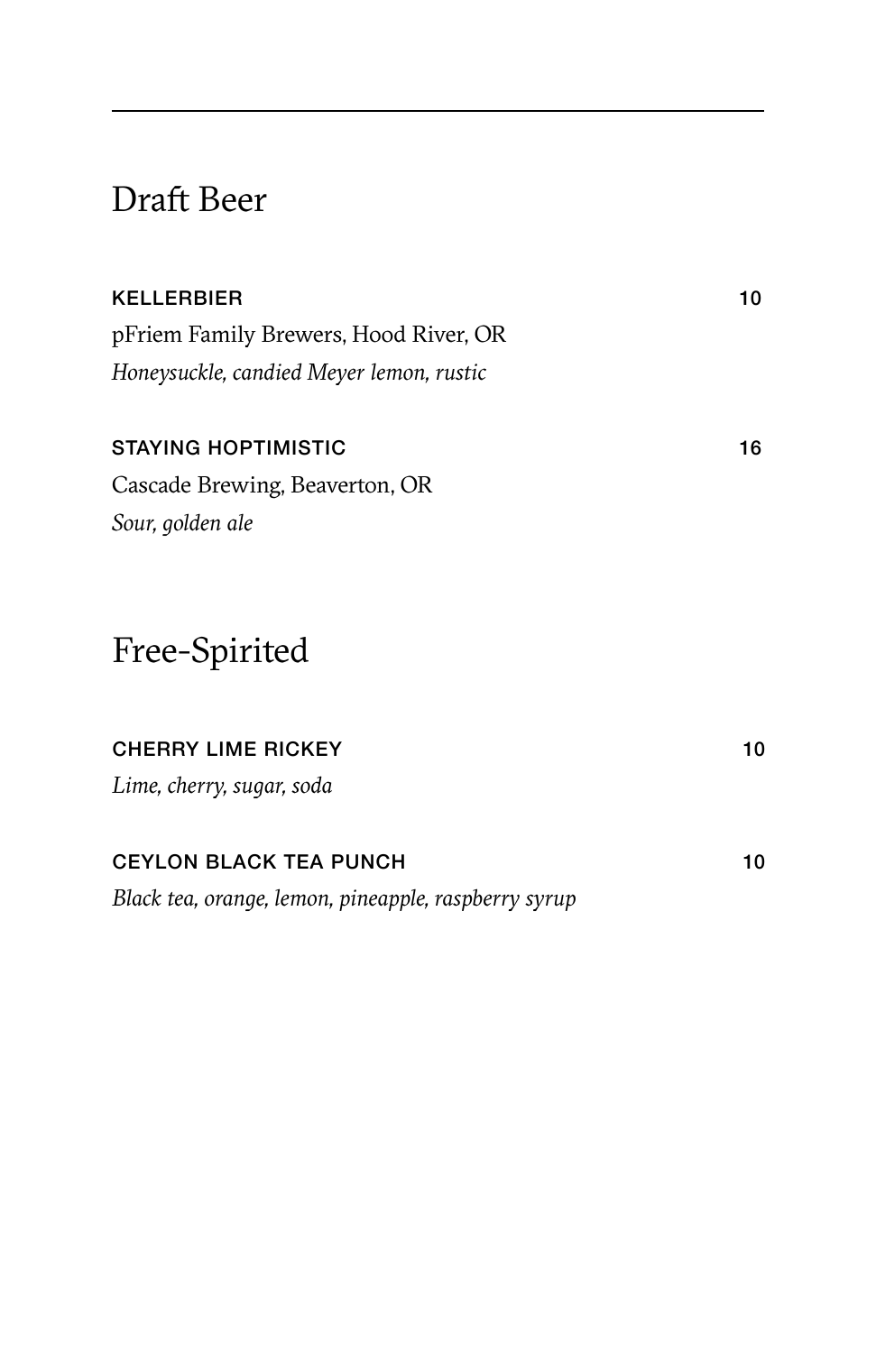## Draft Beer

**KELLERBIER** 10
pFriem Family Brewers, Hood River, OR
*Honeysuckle, candied Meyer lemon, rustic*

**STAYING HOPTIMISTIC** 16
Cascade Brewing, Beaverton, OR
*Sour, golden ale*

## Free-Spirited

**CHERRY LIME RICKEY** 10
*Lime, cherry, sugar, soda*

**CEYLON BLACK TEA PUNCH** 10
*Black tea, orange, lemon, pineapple, raspberry syrup*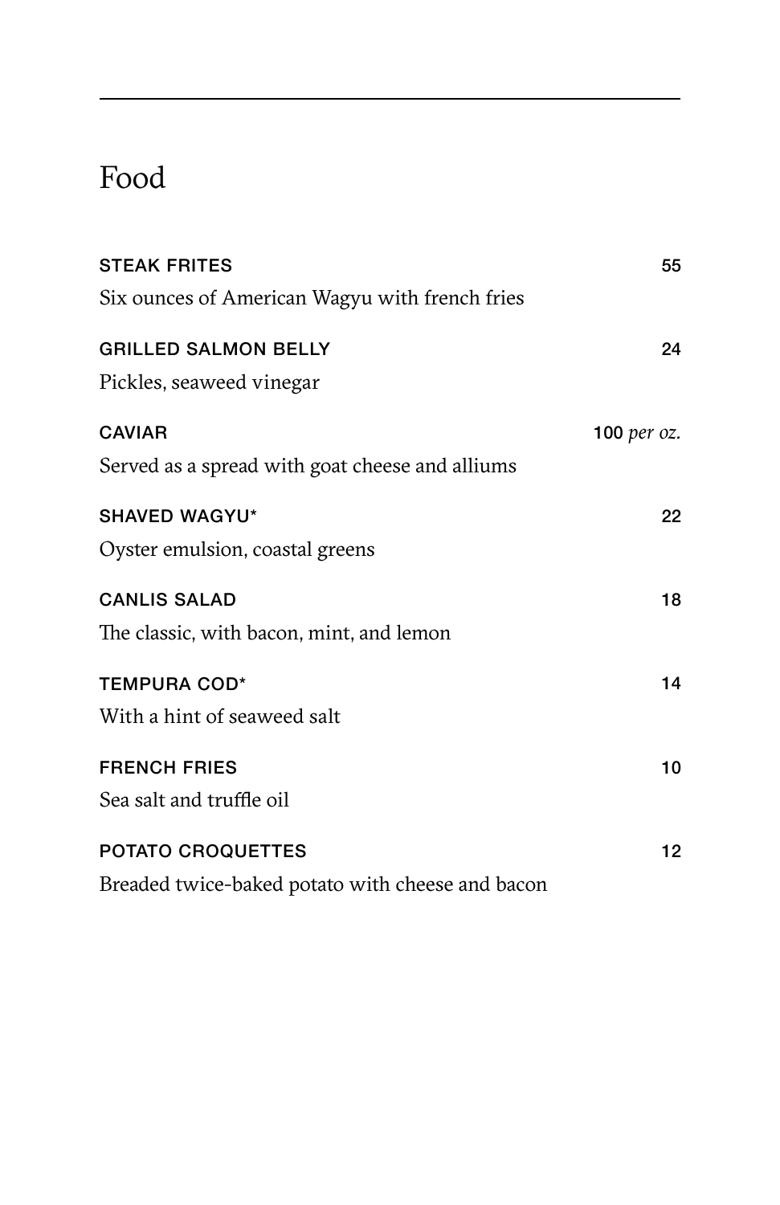# Food

**STEAK FRITES** 55

Six ounces of American Wagyu with french fries

**GRILLED SALMON BELLY** 24

Pickles, seaweed vinegar

**CAVIAR** 100 *per oz.*

Served as a spread with goat cheese and alliums

**SHAVED WAGYU*** 22

Oyster emulsion, coastal greens

**CANLIS SALAD** 18

The classic, with bacon, mint, and lemon

**TEMPURA COD*** 14

With a hint of seaweed salt

**FRENCH FRIES** 10

Sea salt and truffle oil

**POTATO CROQUETTES** 12

Breaded twice-baked potato with cheese and bacon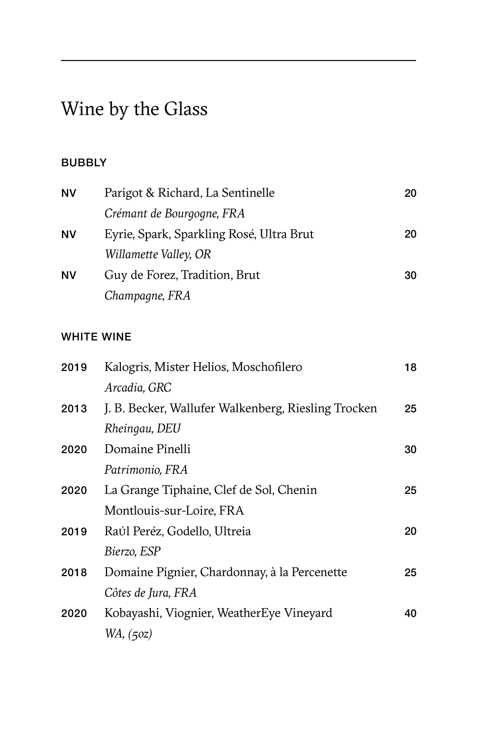# Wine by the Glass

### BUBBLY

| | | |
|---|---|---|
| NV | Parigot & Richard, La Sentinelle<br>*Crémant de Bourgogne, FRA* | 20 |
| NV | Eyrie, Spark, Sparkling Rosé, Ultra Brut<br>*Willamette Valley, OR* | 20 |
| NV | Guy de Forez, Tradition, Brut<br>*Champagne, FRA* | 30 |

### WHITE WINE

| | | |
|---|---|---|
| 2019 | Kalogris, Mister Helios, Moschofilero<br>*Arcadia, GRC* | 18 |
| 2013 | J. B. Becker, Wallufer Walkenberg, Riesling Trocken<br>*Rheingau, DEU* | 25 |
| 2020 | Domaine Pinelli<br>*Patrimonio, FRA* | 30 |
| 2020 | La Grange Tiphaine, Clef de Sol, Chenin<br>Montlouis-sur-Loire, FRA | 25 |
| 2019 | Raúl Peréz, Godello, Ultreia<br>*Bierzo, ESP* | 20 |
| 2018 | Domaine Pignier, Chardonnay, à la Percenette<br>*Côtes de Jura, FRA* | 25 |
| 2020 | Kobayashi, Viognier, WeatherEye Vineyard<br>*WA, (5oz)* | 40 |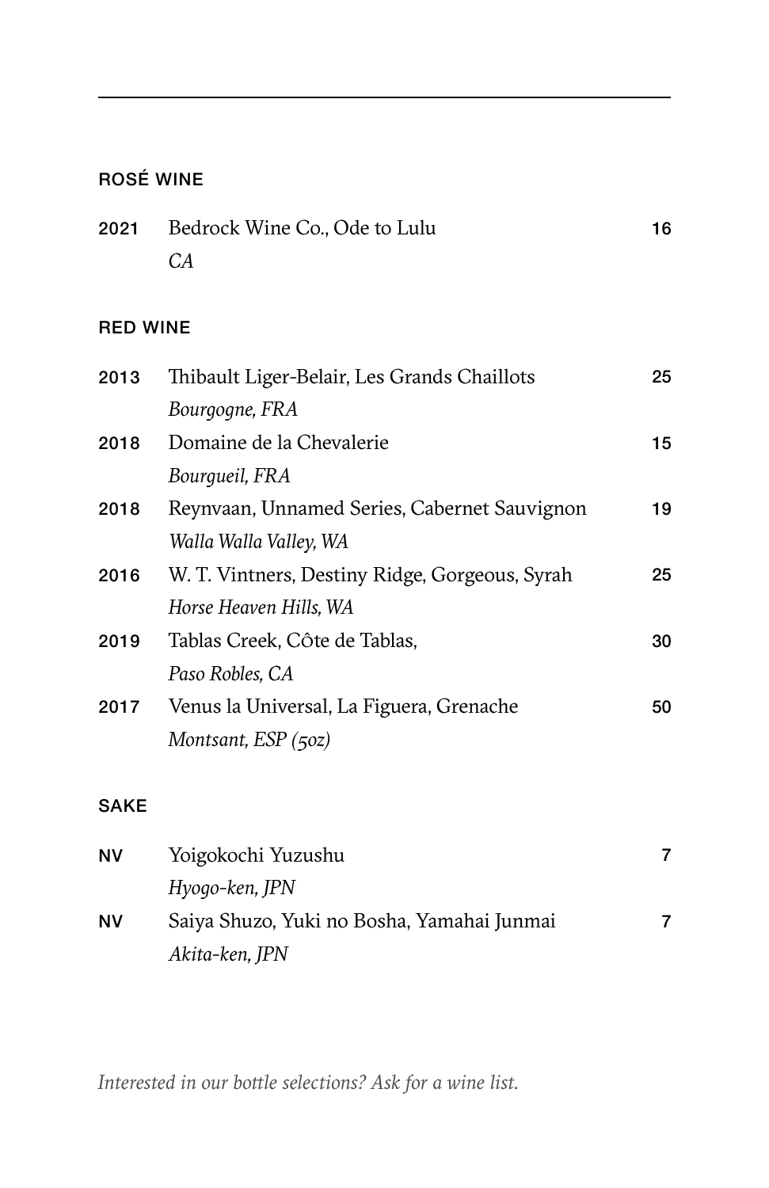## ROSÉ WINE

| | | |
|---|---|---|
| 2021 | Bedrock Wine Co., Ode to Lulu<br>*CA* | 16 |

## RED WINE

| | | |
|---|---|---|
| 2013 | Thibault Liger-Belair, Les Grands Chaillots<br>*Bourgogne, FRA* | 25 |
| 2018 | Domaine de la Chevalerie<br>*Bourgueil, FRA* | 15 |
| 2018 | Reynvaan, Unnamed Series, Cabernet Sauvignon<br>*Walla Walla Valley, WA* | 19 |
| 2016 | W. T. Vintners, Destiny Ridge, Gorgeous, Syrah<br>*Horse Heaven Hills, WA* | 25 |
| 2019 | Tablas Creek, Côte de Tablas,<br>*Paso Robles, CA* | 30 |
| 2017 | Venus la Universal, La Figuera, Grenache<br>*Montsant, ESP (5oz)* | 50 |

## SAKE

| | | |
|---|---|---|
| NV | Yoigokochi Yuzushu<br>*Hyogo-ken, JPN* | 7 |
| NV | Saiya Shuzo, Yuki no Bosha, Yamahai Junmai<br>*Akita-ken, JPN* | 7 |

*Interested in our bottle selections? Ask for a wine list.*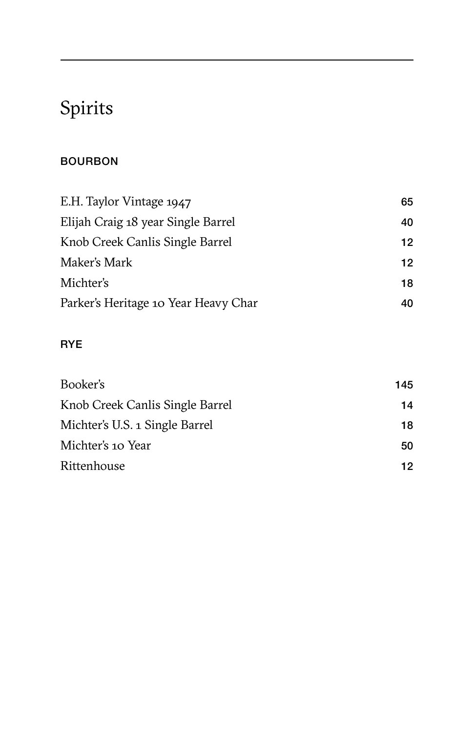# Spirits

## BOURBON

| | |
|---|---|
| E.H. Taylor Vintage 1947 | 65 |
| Elijah Craig 18 year Single Barrel | 40 |
| Knob Creek Canlis Single Barrel | 12 |
| Maker's Mark | 12 |
| Michter's | 18 |
| Parker's Heritage 10 Year Heavy Char | 40 |

## RYE

| | |
|---|---|
| Booker's | 145 |
| Knob Creek Canlis Single Barrel | 14 |
| Michter's U.S. 1 Single Barrel | 18 |
| Michter's 10 Year | 50 |
| Rittenhouse | 12 |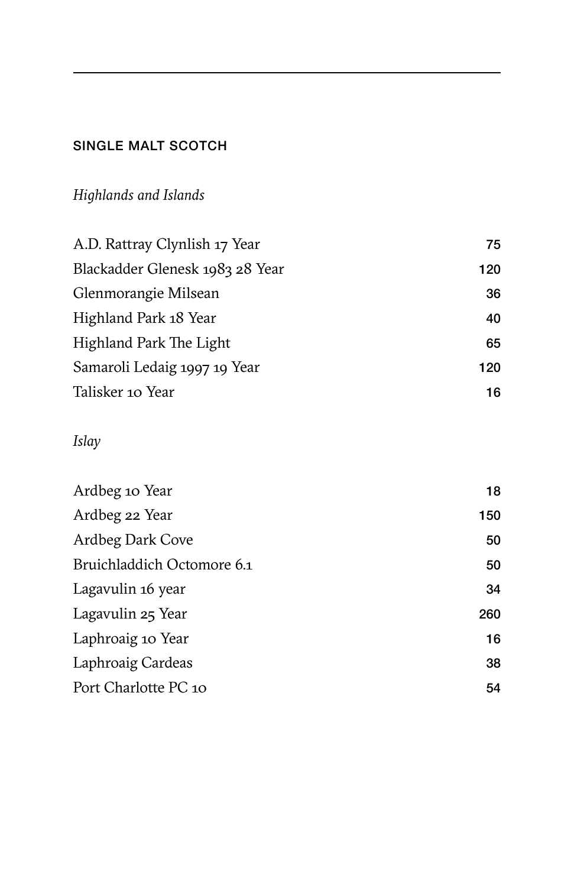## SINGLE MALT SCOTCH

### *Highlands and Islands*

| | |
|---|---|
| A.D. Rattray Clynlish 17 Year | 75 |
| Blackadder Glenesk 1983 28 Year | 120 |
| Glenmorangie Milsean | 36 |
| Highland Park 18 Year | 40 |
| Highland Park The Light | 65 |
| Samaroli Ledaig 1997 19 Year | 120 |
| Talisker 10 Year | 16 |

### *Islay*

| | |
|---|---|
| Ardbeg 10 Year | 18 |
| Ardbeg 22 Year | 150 |
| Ardbeg Dark Cove | 50 |
| Bruichladdich Octomore 6.1 | 50 |
| Lagavulin 16 year | 34 |
| Lagavulin 25 Year | 260 |
| Laphroaig 10 Year | 16 |
| Laphroaig Cardeas | 38 |
| Port Charlotte PC 10 | 54 |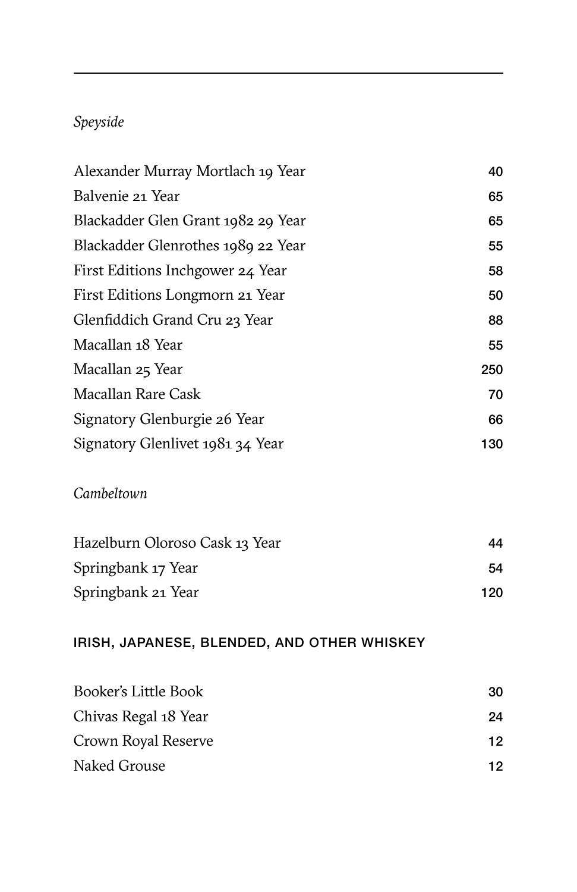*Speyside*

| | |
|---|---|
| Alexander Murray Mortlach 19 Year | 40 |
| Balvenie 21 Year | 65 |
| Blackadder Glen Grant 1982 29 Year | 65 |
| Blackadder Glenrothes 1989 22 Year | 55 |
| First Editions Inchgower 24 Year | 58 |
| First Editions Longmorn 21 Year | 50 |
| Glenfiddich Grand Cru 23 Year | 88 |
| Macallan 18 Year | 55 |
| Macallan 25 Year | 250 |
| Macallan Rare Cask | 70 |
| Signatory Glenburgie 26 Year | 66 |
| Signatory Glenlivet 1981 34 Year | 130 |

*Cambeltown*

| | |
|---|---|
| Hazelburn Oloroso Cask 13 Year | 44 |
| Springbank 17 Year | 54 |
| Springbank 21 Year | 120 |

## IRISH, JAPANESE, BLENDED, AND OTHER WHISKEY

| | |
|---|---|
| Booker's Little Book | 30 |
| Chivas Regal 18 Year | 24 |
| Crown Royal Reserve | 12 |
| Naked Grouse | 12 |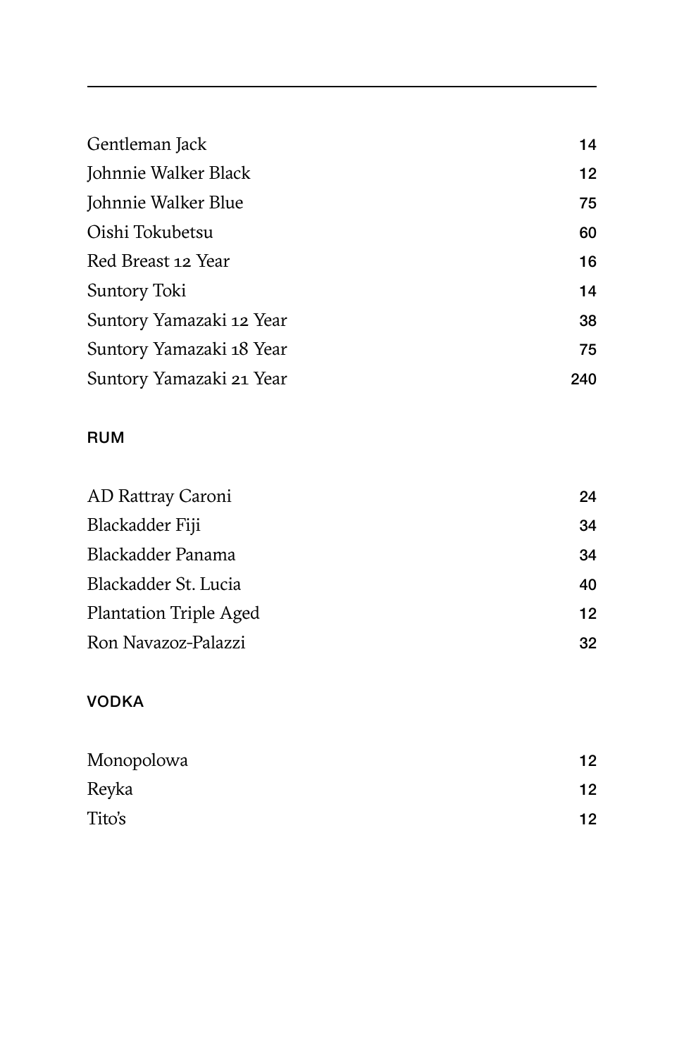| | |
|---|---|
| Gentleman Jack | 14 |
| Johnnie Walker Black | 12 |
| Johnnie Walker Blue | 75 |
| Oishi Tokubetsu | 60 |
| Red Breast 12 Year | 16 |
| Suntory Toki | 14 |
| Suntory Yamazaki 12 Year | 38 |
| Suntory Yamazaki 18 Year | 75 |
| Suntory Yamazaki 21 Year | 240 |

## RUM

| | |
|---|---|
| AD Rattray Caroni | 24 |
| Blackadder Fiji | 34 |
| Blackadder Panama | 34 |
| Blackadder St. Lucia | 40 |
| Plantation Triple Aged | 12 |
| Ron Navazoz-Palazzi | 32 |

## VODKA

| | |
|---|---|
| Monopolowa | 12 |
| Reyka | 12 |
| Tito's | 12 |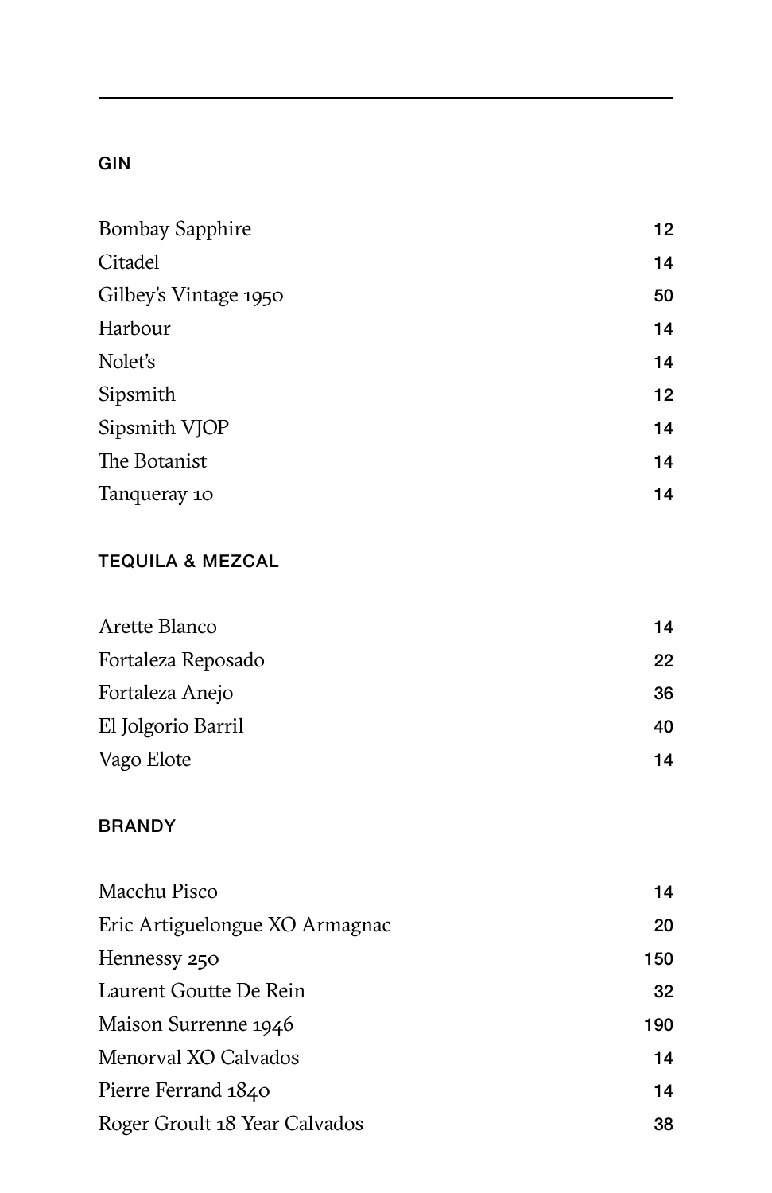## GIN

| | |
|---|---|
| Bombay Sapphire | 12 |
| Citadel | 14 |
| Gilbey's Vintage 1950 | 50 |
| Harbour | 14 |
| Nolet's | 14 |
| Sipsmith | 12 |
| Sipsmith VJOP | 14 |
| The Botanist | 14 |
| Tanqueray 10 | 14 |

## TEQUILA & MEZCAL

| | |
|---|---|
| Arette Blanco | 14 |
| Fortaleza Reposado | 22 |
| Fortaleza Anejo | 36 |
| El Jolgorio Barril | 40 |
| Vago Elote | 14 |

## BRANDY

| | |
|---|---|
| Macchu Pisco | 14 |
| Eric Artiguelongue XO Armagnac | 20 |
| Hennessy 250 | 150 |
| Laurent Goutte De Rein | 32 |
| Maison Surrenne 1946 | 190 |
| Menorval XO Calvados | 14 |
| Pierre Ferrand 1840 | 14 |
| Roger Groult 18 Year Calvados | 38 |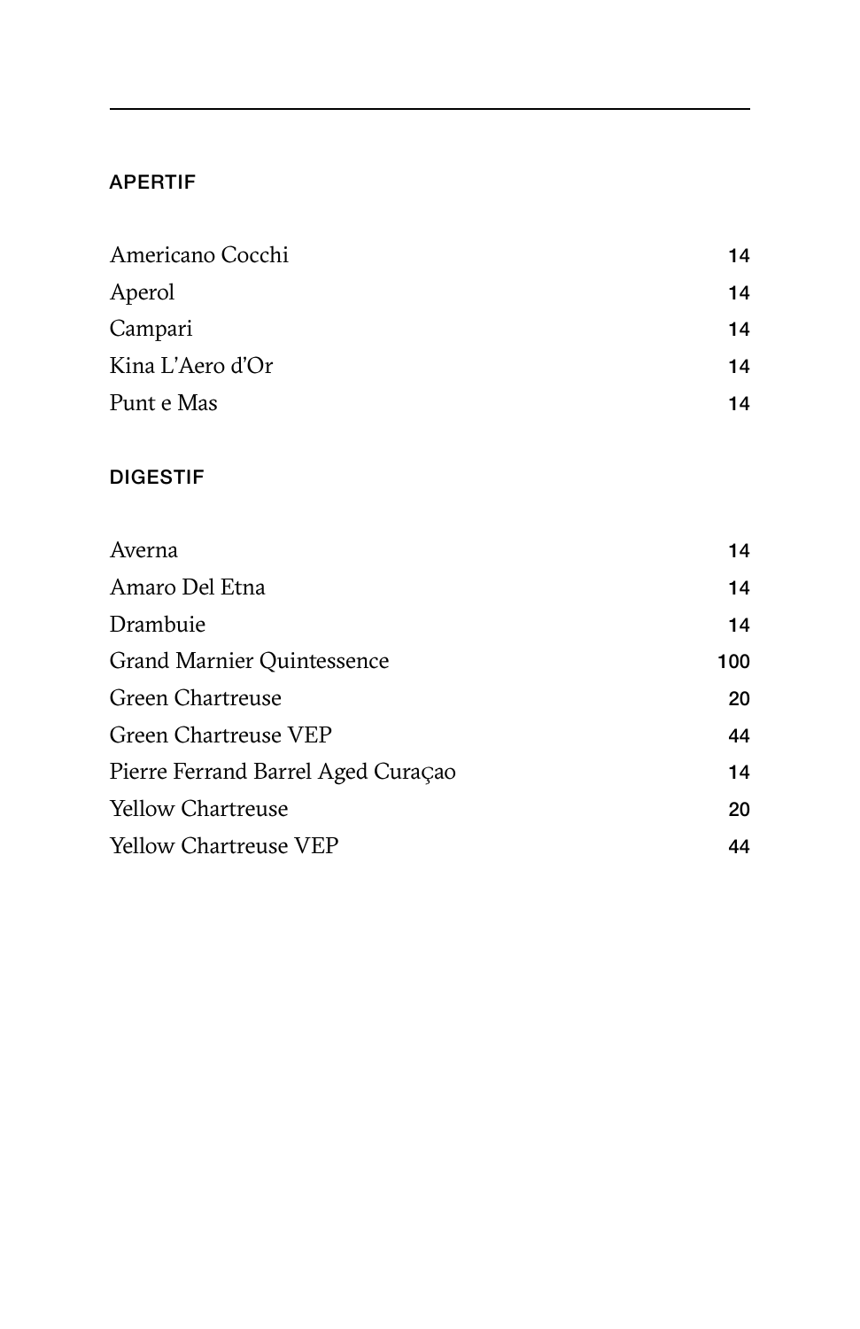## APERTIF

| | |
|---|---|
| Americano Cocchi | 14 |
| Aperol | 14 |
| Campari | 14 |
| Kina L'Aero d'Or | 14 |
| Punt e Mas | 14 |

## DIGESTIF

| | |
|---|---|
| Averna | 14 |
| Amaro Del Etna | 14 |
| Drambuie | 14 |
| Grand Marnier Quintessence | 100 |
| Green Chartreuse | 20 |
| Green Chartreuse VEP | 44 |
| Pierre Ferrand Barrel Aged Curaçao | 14 |
| Yellow Chartreuse | 20 |
| Yellow Chartreuse VEP | 44 |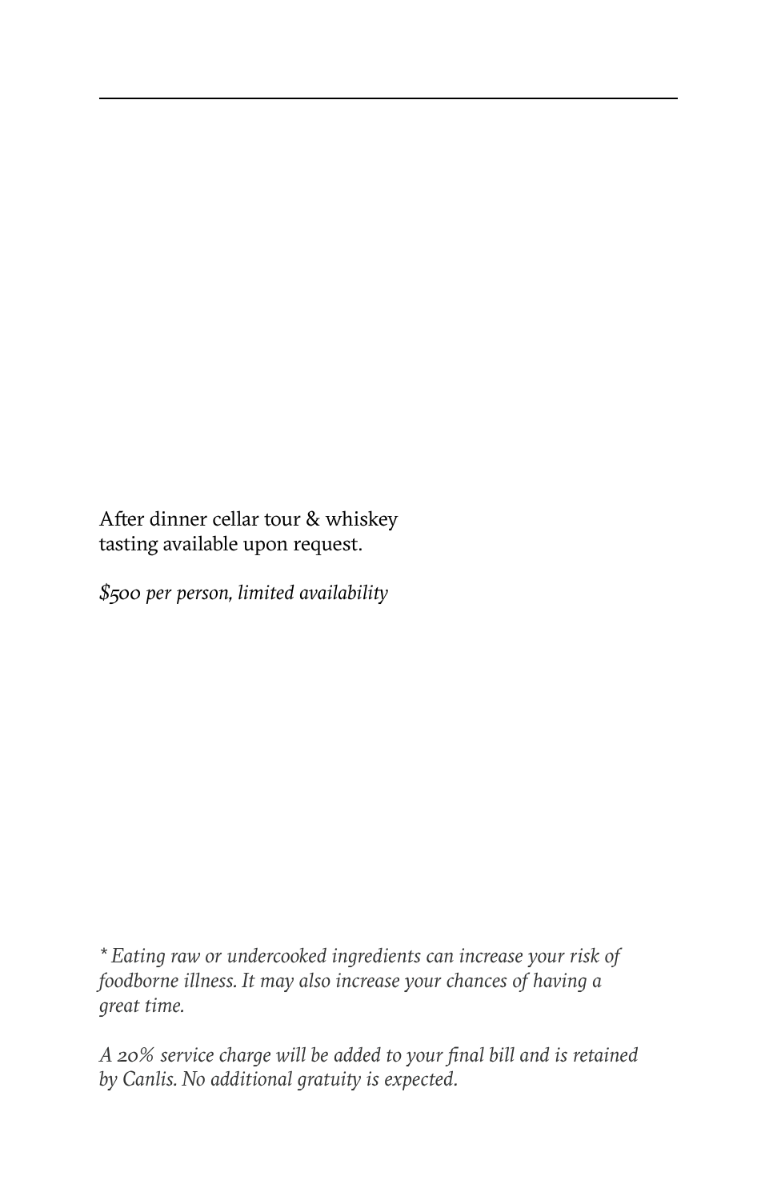After dinner cellar tour & whiskey tasting available upon request.

*$500 per person, limited availability*

*\* Eating raw or undercooked ingredients can increase your risk of foodborne illness. It may also increase your chances of having a great time.*

*A 20% service charge will be added to your final bill and is retained by Canlis. No additional gratuity is expected.*